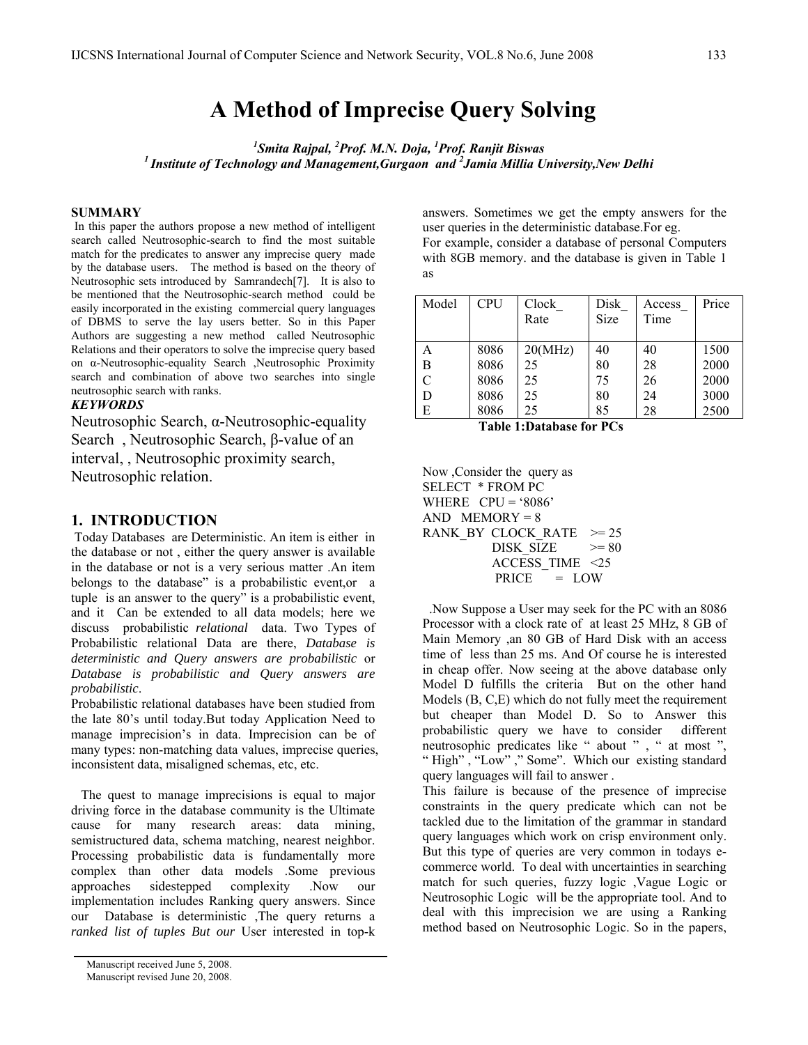# A Method of Imprecise Query Solving

**[1]Smita Rajpal, [2]Prof. M.N. Doja, [1]Prof. Ranjit Biswas**

**[1] Institute of Technology and Management,Gurgaon and [2]Jamia Millia University,New Delhi**

### SUMMARY

In this paper the authors propose a new method of intelligent search called Neutrosophic-search to find the most suitable match for the predicates to answer any imprecise query made by the database users. The method is based on the theory of Neutrosophic sets introduced by Samrandech[7]. It is also to be mentioned that the Neutrosophic-search method could be easily incorporated in the existing commercial query languages of DBMS to serve the lay users better. So in this Paper Authors are suggesting a new method called Neutrosophic Relations and their operators to solve the imprecise query based on α-Neutrosophic-equality Search ,Neutrosophic Proximity search and combination of above two searches into single neutrosophic search with ranks.

***KEYWORDS***

Neutrosophic Search, α-Neutrosophic-equality Search , Neutrosophic Search, β-value of an interval, , Neutrosophic proximity search, Neutrosophic relation.

## 1. INTRODUCTION

Today Databases are Deterministic. An item is either in the database or not , either the query answer is available in the database or not is a very serious matter .An item belongs to the database" is a probabilistic event,or a tuple is an answer to the query" is a probabilistic event, and it Can be extended to all data models; here we discuss probabilistic *relational* data. Two Types of Probabilistic relational Data are there, *Database is deterministic and Query answers are probabilistic* or *Database is probabilistic and Query answers are probabilistic*.

Probabilistic relational databases have been studied from the late 80's until today.But today Application Need to manage imprecision's in data. Imprecision can be of many types: non-matching data values, imprecise queries, inconsistent data, misaligned schemas, etc, etc.

The quest to manage imprecisions is equal to major driving force in the database community is the Ultimate cause for many research areas: data mining, semistructured data, schema matching, nearest neighbor. Processing probabilistic data is fundamentally more complex than other data models .Some previous approaches sidestepped complexity .Now our implementation includes Ranking query answers. Since our Database is deterministic ,The query returns a *ranked list of tuples But our* User interested in top-k answers. Sometimes we get the empty answers for the user queries in the deterministic database.For eg.

For example, consider a database of personal Computers with 8GB memory. and the database is given in Table 1 as

| Model | CPU | Clock_ Rate | Disk_ Size | Access_ Time | Price |
|---|---|---|---|---|---|
| A | 8086 | 20(MHz) | 40 | 40 | 1500 |
| B | 8086 | 25 | 80 | 28 | 2000 |
| C | 8086 | 25 | 75 | 26 | 2000 |
| D | 8086 | 25 | 80 | 24 | 3000 |
| E | 8086 | 25 | 85 | 28 | 2500 |

**Table 1:Database for PCs**

Now ,Consider the query as

```
SELECT * FROM PC
WHERE CPU = '8086'
AND MEMORY = 8
RANK_BY CLOCK_RATE >= 25
        DISK_SIZE >= 80
        ACCESS_TIME <25
        PRICE = LOW
```

.Now Suppose a User may seek for the PC with an 8086 Processor with a clock rate of at least 25 MHz, 8 GB of Main Memory ,an 80 GB of Hard Disk with an access time of less than 25 ms. And Of course he is interested in cheap offer. Now seeing at the above database only Model D fulfills the criteria But on the other hand Models (B, C,E) which do not fully meet the requirement but cheaper than Model D. So to Answer this probabilistic query we have to consider different neutrosophic predicates like " about " , " at most ", " High" , "Low" ," Some". Which our existing standard query languages will fail to answer .

This failure is because of the presence of imprecise constraints in the query predicate which can not be tackled due to the limitation of the grammar in standard query languages which work on crisp environment only. But this type of queries are very common in todays e-commerce world. To deal with uncertainties in searching match for such queries, fuzzy logic ,Vague Logic or Neutrosophic Logic will be the appropriate tool. And to deal with this imprecision we are using a Ranking method based on Neutrosophic Logic. So in the papers,

Manuscript received June 5, 2008.

Manuscript revised June 20, 2008.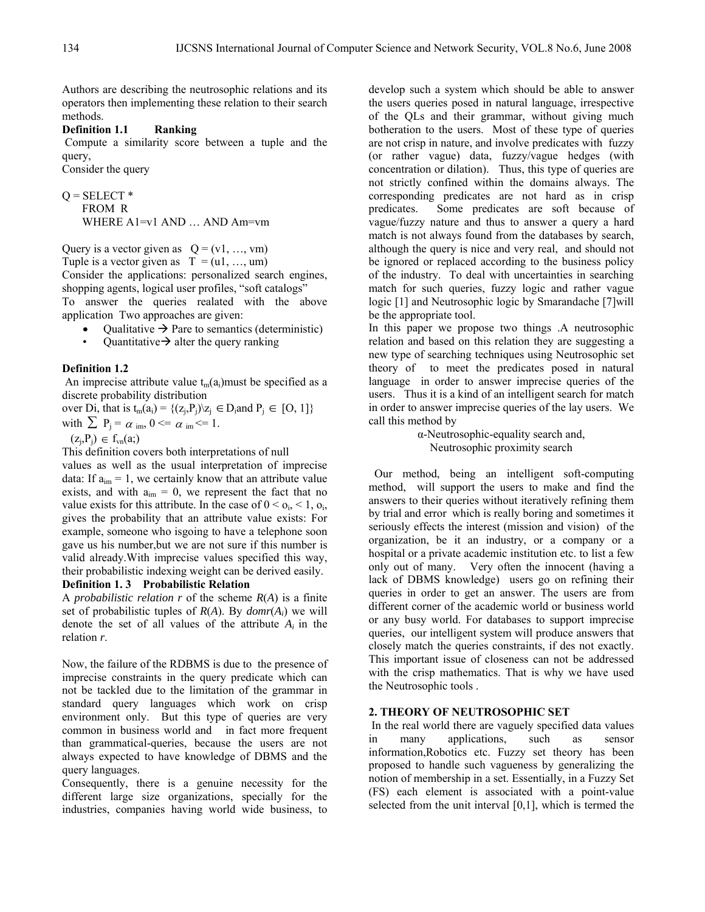Authors are describing the neutrosophic relations and its operators then implementing these relation to their search methods.

**Definition 1.1 Ranking**

Compute a similarity score between a tuple and the query,

Consider the query

```
Q = SELECT *
    FROM R
    WHERE A1=v1 AND … AND Am=vm
```

Query is a vector given as $Q = (v1, …, vm)$

Tuple is a vector given as $T = (u1, …, um)$

Consider the applications: personalized search engines, shopping agents, logical user profiles, "soft catalogs"

To answer the queries realated with the above application Two approaches are given:

- Qualitative → Pare to semantics (deterministic)
- Quantitative→ alter the query ranking

**Definition 1.2**

An imprecise attribute value $t_m(a_i)$must be specified as a discrete probability distribution over Di, that is $t_m(a_i) = \{(z_j,P_j)\backslash z_j \in D_i \text{and } P_j \in [O, 1]\}$ with $\sum P_j = \alpha_{im}, 0 <= \alpha_{im} <= 1$.

$(z_j,P_j) \in f_{vn}(a;)$

This definition covers both interpretations of null values as well as the usual interpretation of imprecise data: If $a_{im} = 1$, we certainly know that an attribute value exists, and with $a_{im} = 0$, we represent the fact that no value exists for this attribute. In the case of $0 < o_i, < 1, o_i$, gives the probability that an attribute value exists: For example, someone who isgoing to have a telephone soon gave us his number,but we are not sure if this number is valid already.With imprecise values specified this way, their probabilistic indexing weight can be derived easily.

**Definition 1. 3 Probabilistic Relation**

A *probabilistic relation r* of the scheme *R*(*A*) is a finite set of probabilistic tuples of *R*(*A*). By *domr*($A_i$) we will denote the set of all values of the attribute $A_i$ in the relation *r*.

Now, the failure of the RDBMS is due to the presence of imprecise constraints in the query predicate which can not be tackled due to the limitation of the grammar in standard query languages which work on crisp environment only. But this type of queries are very common in business world and in fact more frequent than grammatical-queries, because the users are not always expected to have knowledge of DBMS and the query languages.

Consequently, there is a genuine necessity for the different large size organizations, specially for the industries, companies having world wide business, to develop such a system which should be able to answer the users queries posed in natural language, irrespective of the QLs and their grammar, without giving much botheration to the users. Most of these type of queries are not crisp in nature, and involve predicates with fuzzy (or rather vague) data, fuzzy/vague hedges (with concentration or dilation). Thus, this type of queries are not strictly confined within the domains always. The corresponding predicates are not hard as in crisp predicates. Some predicates are soft because of vague/fuzzy nature and thus to answer a query a hard match is not always found from the databases by search, although the query is nice and very real, and should not be ignored or replaced according to the business policy of the industry. To deal with uncertainties in searching match for such queries, fuzzy logic and rather vague logic [1] and Neutrosophic logic by Smarandache [7]will be the appropriate tool.

In this paper we propose two things .A neutrosophic relation and based on this relation they are suggesting a new type of searching techniques using Neutrosophic set theory of to meet the predicates posed in natural language in order to answer imprecise queries of the users. Thus it is a kind of an intelligent search for match in order to answer imprecise queries of the lay users. We call this method by

α-Neutrosophic-equality search and,
Neutrosophic proximity search

Our method, being an intelligent soft-computing method, will support the users to make and find the answers to their queries without iteratively refining them by trial and error which is really boring and sometimes it seriously effects the interest (mission and vision) of the organization, be it an industry, or a company or a hospital or a private academic institution etc. to list a few only out of many. Very often the innocent (having a lack of DBMS knowledge) users go on refining their queries in order to get an answer. The users are from different corner of the academic world or business world or any busy world. For databases to support imprecise queries, our intelligent system will produce answers that closely match the queries constraints, if des not exactly. This important issue of closeness can not be addressed with the crisp mathematics. That is why we have used the Neutrosophic tools .

## 2. THEORY OF NEUTROSOPHIC SET

In the real world there are vaguely specified data values in many applications, such as sensor information,Robotics etc. Fuzzy set theory has been proposed to handle such vagueness by generalizing the notion of membership in a set. Essentially, in a Fuzzy Set (FS) each element is associated with a point-value selected from the unit interval [0,1], which is termed the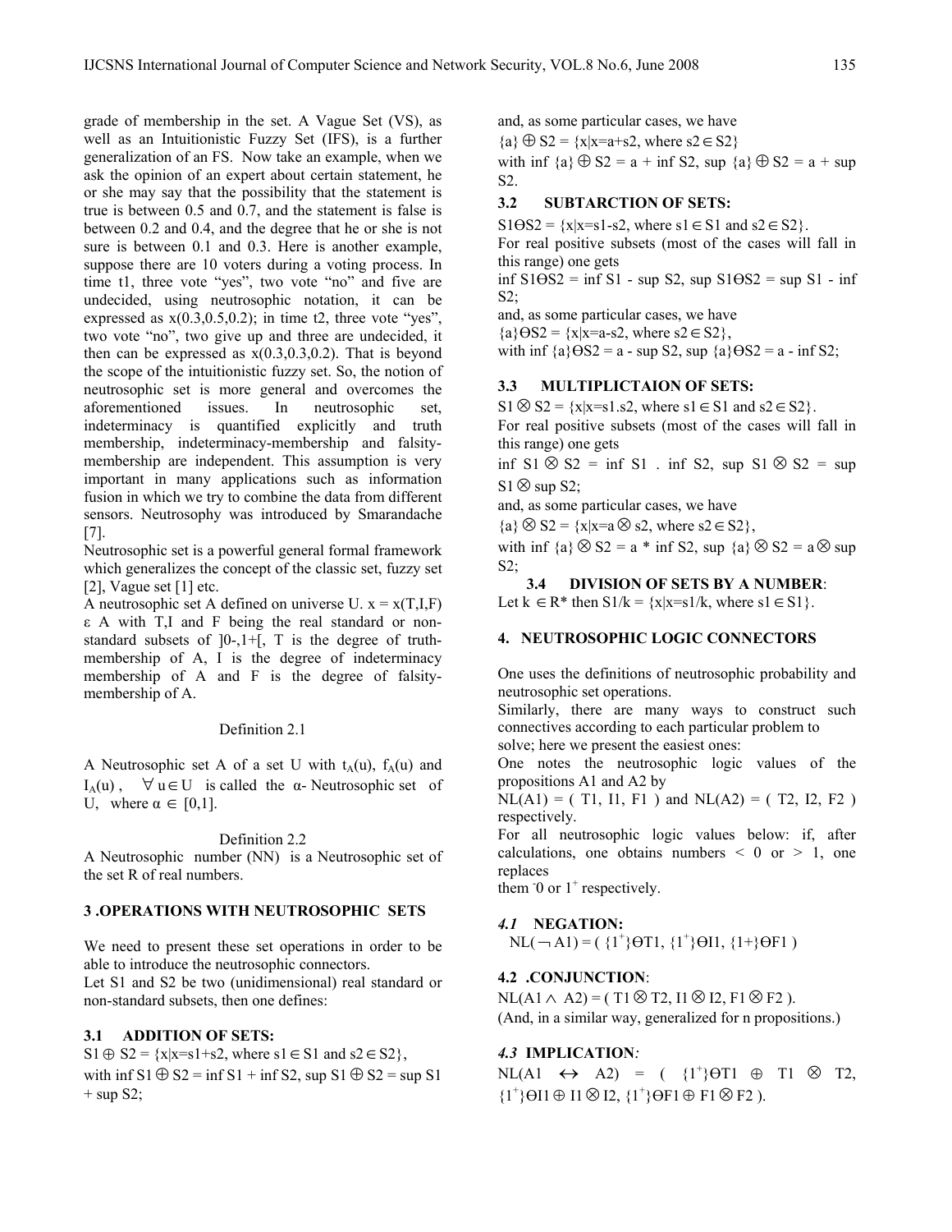grade of membership in the set. A Vague Set (VS), as well as an Intuitionistic Fuzzy Set (IFS), is a further generalization of an FS. Now take an example, when we ask the opinion of an expert about certain statement, he or she may say that the possibility that the statement is true is between 0.5 and 0.7, and the statement is false is between 0.2 and 0.4, and the degree that he or she is not sure is between 0.1 and 0.3. Here is another example, suppose there are 10 voters during a voting process. In time t1, three vote "yes", two vote "no" and five are undecided, using neutrosophic notation, it can be expressed as x(0.3,0.5,0.2); in time t2, three vote "yes", two vote "no", two give up and three are undecided, it then can be expressed as x(0.3,0.3,0.2). That is beyond the scope of the intuitionistic fuzzy set. So, the notion of neutrosophic set is more general and overcomes the aforementioned issues. In neutrosophic set, indeterminacy is quantified explicitly and truth membership, indeterminacy-membership and falsity-membership are independent. This assumption is very important in many applications such as information fusion in which we try to combine the data from different sensors. Neutrosophy was introduced by Smarandache [7].

Neutrosophic set is a powerful general formal framework which generalizes the concept of the classic set, fuzzy set [2], Vague set [1] etc.

A neutrosophic set A defined on universe U. x = x(T,I,F) ε A with T,I and F being the real standard or non-standard subsets of ]0-,1+[, T is the degree of truth-membership of A, I is the degree of indeterminacy membership of A and F is the degree of falsity-membership of A.

Definition 2.1

A Neutrosophic set A of a set U with $t_A(u)$, $f_A(u)$ and $I_A(u)$, $\forall u \in U$ is called the α- Neutrosophic set of U, where $\alpha \in [0,1]$.

Definition 2.2

A Neutrosophic number (NN) is a Neutrosophic set of the set R of real numbers.

## 3 .OPERATIONS WITH NEUTROSOPHIC SETS

We need to present these set operations in order to be able to introduce the neutrosophic connectors.

Let S1 and S2 be two (unidimensional) real standard or non-standard subsets, then one defines:

### 3.1 ADDITION OF SETS:

$S1 \oplus S2 = \{x|x=s1+s2, \text{ where } s1 \in S1 \text{ and } s2 \in S2\}$,

with inf $S1 \oplus S2$ = inf S1 + inf S2, sup $S1 \oplus S2$ = sup S1 + sup S2;

and, as some particular cases, we have

$\{a\} \oplus S2 = \{x|x=a+s2, \text{ where } s2 \in S2\}$

with inf $\{a\} \oplus S2$ = a + inf S2, sup $\{a\} \oplus S2$ = a + sup S2.

### 3.2 SUBTARCTION OF SETS:

$S1 \ominus S2 = \{x|x=s1-s2, \text{ where } s1 \in S1 \text{ and } s2 \in S2\}$.

For real positive subsets (most of the cases will fall in this range) one gets

inf $S1 \ominus S2$ = inf S1 - sup S2, sup $S1 \ominus S2$ = sup S1 - inf S2;

and, as some particular cases, we have

$\{a\} \ominus S2 = \{x|x=a-s2, \text{ where } s2 \in S2\}$,

with inf $\{a\} \ominus S2$ = a - sup S2, sup $\{a\} \ominus S2$ = a - inf S2;

### 3.3 MULTIPLICTAION OF SETS:

$S1 \otimes S2 = \{x|x=s1.s2, \text{ where } s1 \in S1 \text{ and } s2 \in S2\}$.

For real positive subsets (most of the cases will fall in this range) one gets

inf $S1 \otimes S2$ = inf S1 . inf S2, sup $S1 \otimes S2$ = sup $S1 \otimes$ sup S2;

and, as some particular cases, we have

$\{a\} \otimes S2 = \{x|x=a \otimes s2, \text{ where } s2 \in S2\}$,

with inf $\{a\} \otimes S2$ = a * inf S2, sup $\{a\} \otimes S2$ = a $\otimes$ sup S2;

### 3.4 DIVISION OF SETS BY A NUMBER:

Let $k \in R^*$ then $S1/k = \{x|x=s1/k, \text{ where } s1 \in S1\}$.

## 4. NEUTROSOPHIC LOGIC CONNECTORS

One uses the definitions of neutrosophic probability and neutrosophic set operations.

Similarly, there are many ways to construct such connectives according to each particular problem to solve; here we present the easiest ones:

One notes the neutrosophic logic values of the propositions A1 and A2 by

NL(A1) = ( T1, I1, F1 ) and NL(A2) = ( T2, I2, F2 ) respectively.

For all neutrosophic logic values below: if, after calculations, one obtains numbers < 0 or > 1, one replaces them $^-0$ or $1^+$ respectively.

### *4.1* NEGATION:

$NL(\neg A1) = ( \{1^+\} \ominus T1, \{1^+\} \ominus I1, \{1+\} \ominus F1 )$

### 4.2 .CONJUNCTION:

$NL(A1 \wedge A2) = ( T1 \otimes T2, I1 \otimes I2, F1 \otimes F2 )$.

(And, in a similar way, generalized for n propositions.)

### *4.3* IMPLICATION*:*

$NL(A1 \leftrightarrow A2) = ( \{1^+\} \ominus T1 \oplus T1 \otimes T2, \{1^+\} \ominus I1 \oplus I1 \otimes I2, \{1^+\} \ominus F1 \oplus F1 \otimes F2 )$.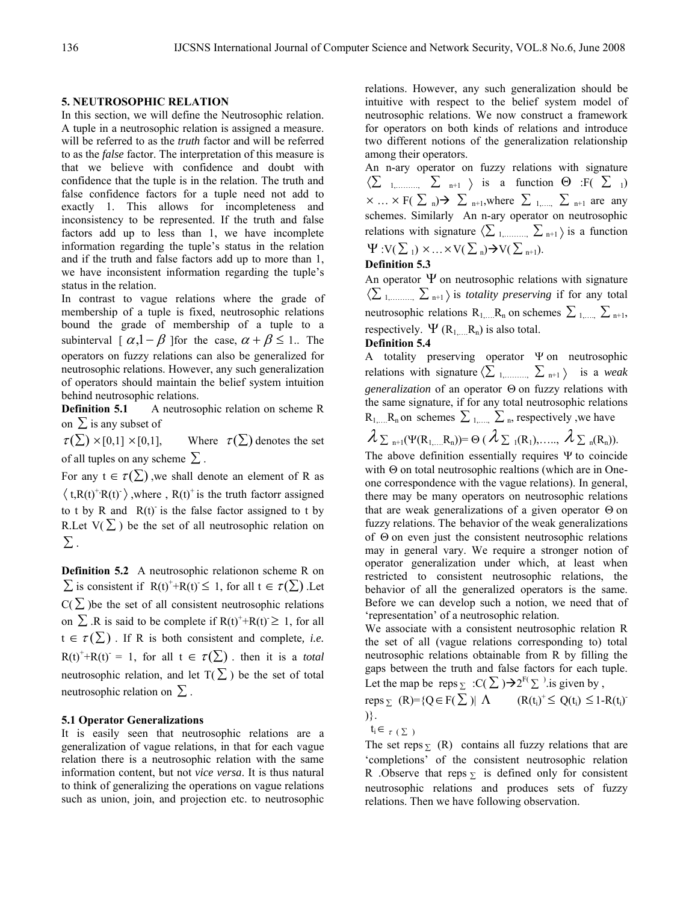## 5. NEUTROSOPHIC RELATION

In this section, we will define the Neutrosophic relation. A tuple in a neutrosophic relation is assigned a measure. will be referred to as the *truth* factor and will be referred to as the *false* factor. The interpretation of this measure is that we believe with confidence and doubt with confidence that the tuple is in the relation. The truth and false confidence factors for a tuple need not add to exactly 1. This allows for incompleteness and inconsistency to be represented. If the truth and false factors add up to less than 1, we have incomplete information regarding the tuple's status in the relation and if the truth and false factors add up to more than 1, we have inconsistent information regarding the tuple's status in the relation.

In contrast to vague relations where the grade of membership of a tuple is fixed, neutrosophic relations bound the grade of membership of a tuple to a subinterval $[\alpha, 1-\beta]$ for the case, $\alpha + \beta \leq 1$.. The operators on fuzzy relations can also be generalized for neutrosophic relations. However, any such generalization of operators should maintain the belief system intuition behind neutrosophic relations.

**Definition 5.1** A neutrosophic relation on scheme R on $\sum$ is any subset of

$\tau(\sum) \times [0,1] \times [0,1]$, Where $\tau(\sum)$ denotes the set of all tuples on any scheme $\sum$.

For any $t \in \tau(\sum)$, we shall denote an element of R as $\langle t, R(t)^{+}, R(t)^{-} \rangle$, where, $R(t)^{+}$ is the truth factorr assigned to t by R and $R(t)^{-}$ is the false factor assigned to t by R. Let $V(\sum)$ be the set of all neutrosophic relation on $\sum$.

**Definition 5.2** A neutrosophic relationon scheme R on $\sum$ is consistent if $R(t)^{+}+R(t)^{-} \leq 1$, for all $t \in \tau(\sum)$. Let $C(\sum)$ be the set of all consistent neutrosophic relations on $\sum$. R is said to be complete if $R(t)^{+}+R(t)^{-} \geq 1$, for all $t \in \tau(\sum)$. If R is both consistent and complete, *i.e.* $R(t)^{+}+R(t)^{-} = 1$, for all $t \in \tau(\sum)$. then it is a *total* neutrosophic relation, and let $T(\sum)$ be the set of total neutrosophic relation on $\sum$.

### 5.1 Operator Generalizations

It is easily seen that neutrosophic relations are a generalization of vague relations, in that for each vague relation there is a neutrosophic relation with the same information content, but not *vice versa*. It is thus natural to think of generalizing the operations on vague relations such as union, join, and projection etc. to neutrosophic relations. However, any such generalization should be intuitive with respect to the belief system model of neutrosophic relations. We now construct a framework for operators on both kinds of relations and introduce two different notions of the generalization relationship among their operators.

An n-ary operator on fuzzy relations with signature $\langle \sum_{1,\dots\dots\dots,} \sum_{n+1} \rangle$ is a function $\Theta : F(\sum_1) \times \ldots \times F(\sum_n) \rightarrow \sum_{n+1}$, where $\sum_{1,\dots,} \sum_{n+1}$ are any schemes. Similarly An n-ary operator on neutrosophic relations with signature $\langle \sum_{1,\dots\dots\dots,} \sum_{n+1} \rangle$ is a function $\Psi : V(\sum_1) \times \ldots \times V(\sum_n) \rightarrow V(\sum_{n+1})$.

**Definition 5.3**

An operator $\Psi$ on neutrosophic relations with signature $\langle \sum_{1,\dots\dots\dots,} \sum_{n+1} \rangle$ is *totality preserving* if for any total neutrosophic relations $R_{1,\dots,}R_n$ on schemes $\sum_{1,\dots,} \sum_{n+1}$, respectively. $\Psi(R_{1,\dots,}R_n)$ is also total.

**Definition 5.4**

A totality preserving operator $\Psi$ on neutrosophic relations with signature $\langle \sum_{1,\dots\dots\dots,} \sum_{n+1} \rangle$ is a *weak generalization* of an operator $\Theta$ on fuzzy relations with the same signature, if for any total neutrosophic relations $R_{1,\dots,}R_n$ on schemes $\sum_{1,\dots,} \sum_n$, respectively ,we have

$\lambda_{\sum n+1}(\Psi(R_{1,\dots,}R_n)) = \Theta(\lambda_{\sum 1}(R_1), \ldots, \lambda_{\sum n}(R_n))$.

The above definition essentially requires $\Psi$ to coincide with $\Theta$ on total neutrosophic realtions (which are in One-one correspondence with the vague relations). In general, there may be many operators on neutrosophic relations that are weak generalizations of a given operator $\Theta$ on fuzzy relations. The behavior of the weak generalizations of $\Theta$ on even just the consistent neutrosophic relations may in general vary. We require a stronger notion of operator generalization under which, at least when restricted to consistent neutrosophic relations, the behavior of all the generalized operators is the same. Before we can develop such a notion, we need that of 'representation' of a neutrosophic relation.

We associate with a consistent neutrosophic relation R the set of all (vague relations corresponding to) total neutrosophic relations obtainable from R by filling the gaps between the truth and false factors for each tuple. Let the map be $reps_{\sum} : C(\sum) \rightarrow 2^{F(\sum)}$.is given by ,

$$reps_{\sum}(R) = \{Q \in F(\sum) \mid \bigwedge_{t_i \in \tau(\sum)} (R(t_i)^{+} \leq Q(t_i) \leq 1 - R(t_i)^{-})\}.$$

The set $reps_{\sum}(R)$ contains all fuzzy relations that are 'completions' of the consistent neutrosophic relation R .Observe that $reps_{\sum}$ is defined only for consistent neutrosophic relations and produces sets of fuzzy relations. Then we have following observation.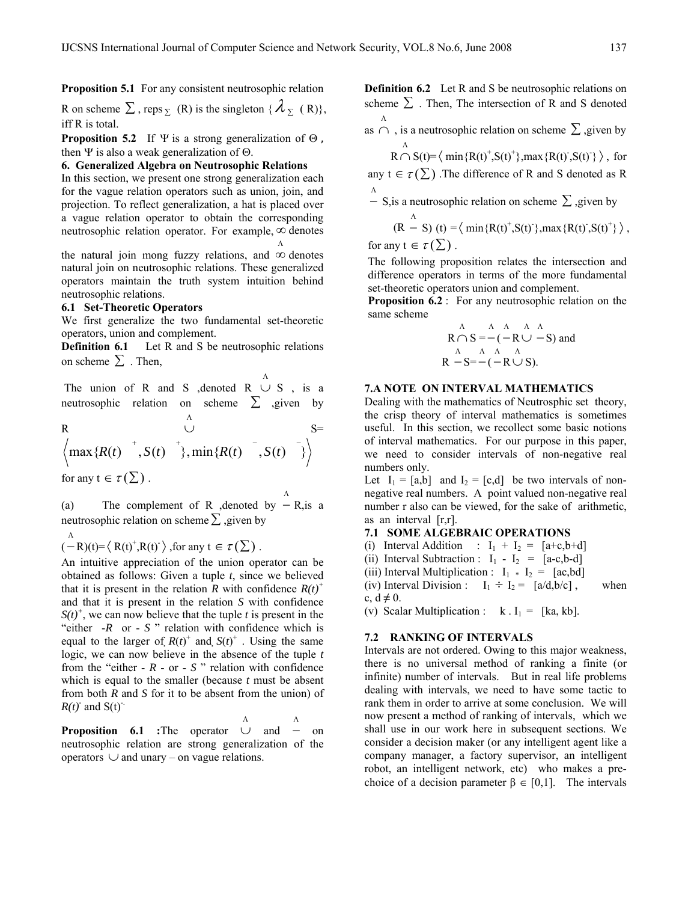**Proposition 5.1** For any consistent neutrosophic relation R on scheme $\Sigma$, $reps_{\Sigma}$ (R) is the singleton {$\lambda_{\Sigma}$ ( R)}, iff R is total.

**Proposition 5.2** If $\Psi$ is a strong generalization of $\Theta$, then $\Psi$ is also a weak generalization of $\Theta$.

## 6. Generalized Algebra on Neutrosophic Relations

In this section, we present one strong generalization each for the vague relation operators such as union, join, and projection. To reflect generalization, a hat is placed over a vague relation operator to obtain the corresponding neutrosophic relation operator. For example, $\infty$ denotes the natural join mong fuzzy relations, and $\hat{\infty}$ denotes natural join on neutrosophic relations. These generalized operators maintain the truth system intuition behind neutrosophic relations.

### 6.1 Set-Theoretic Operators

We first generalize the two fundamental set-theoretic operators, union and complement.

**Definition 6.1** Let R and S be neutrosophic relations on scheme $\Sigma$ . Then,

The union of R and S ,denoted R $\hat{\cup}$ S , is a neutrosophic relation on scheme $\Sigma$ ,given by

$$R \hat{\cup} S = \left\langle \max\{R(t)^{+}, S(t)^{+}\}, \min\{R(t)^{-}, S(t)^{-}\} \right\rangle$$

for any t $\in \tau(\Sigma)$ .

(a) The complement of R ,denoted by $\hat{-}$ R,is a neutrosophic relation on scheme $\Sigma$ ,given by

$(\hat{-}R)(t)=\langle R(t)^{+},R(t)^{-}\rangle$ ,for any t $\in \tau(\Sigma)$ .

An intuitive appreciation of the union operator can be obtained as follows: Given a tuple *t*, since we believed that it is present in the relation *R* with confidence $R(t)^{+}$ and that it is present in the relation *S* with confidence $S(t)^{+}$, we can now believe that the tuple *t* is present in the "either -*R* or - *S* " relation with confidence which is equal to the larger of $R(t)^{+}$ and $S(t)^{+}$ . Using the same logic, we can now believe in the absence of the tuple *t* from the "either - *R* - or - *S* " relation with confidence which is equal to the smaller (because *t* must be absent from both *R* and *S* for it to be absent from the union) of $R(t)^{-}$ and $S(t)^{-}$

**Proposition 6.1 :**The operator $\hat{\cup}$ and $\hat{-}$ on neutrosophic relation are strong generalization of the operators $\cup$ and unary – on vague relations.

**Definition 6.2** Let R and S be neutrosophic relations on scheme $\Sigma$ . Then, The intersection of R and S denoted as $\hat{\cap}$ , is a neutrosophic relation on scheme $\Sigma$ ,given by

$$R \hat{\cap} S(t)=\langle \min\{R(t)^{+},S(t)^{+}\},\max\{R(t)^{-},S(t)^{-}\} \rangle$$

for any t $\in \tau(\Sigma)$ .The difference of R and S denoted as R $\hat{-}$ S,is a neutrosophic relation on scheme $\Sigma$ ,given by

$$(R \hat{-} S)(t) =\langle \min\{R(t)^{+},S(t)^{-}\},\max\{R(t)^{-},S(t)^{+}\} \rangle,$$

for any t $\in \tau(\Sigma)$ .

The following proposition relates the intersection and difference operators in terms of the more fundamental set-theoretic operators union and complement.

**Proposition 6.2** : For any neutrosophic relation on the same scheme

$$R \hat{\cap} S = \hat{-}(\hat{-}R \hat{\cup} \hat{-}S) \text{ and}$$

$$R \hat{-} S = \hat{-}(\hat{-}R \hat{\cup} S).$$

## 7.A NOTE ON INTERVAL MATHEMATICS

Dealing with the mathematics of Neutrosphic set theory, the crisp theory of interval mathematics is sometimes useful. In this section, we recollect some basic notions of interval mathematics. For our purpose in this paper, we need to consider intervals of non-negative real numbers only.

Let $I_1$ = [a,b] and $I_2$ = [c,d] be two intervals of non-negative real numbers. A point valued non-negative real number r also can be viewed, for the sake of arithmetic, as an interval [r,r].

### 7.1 SOME ALGEBRAIC OPERATIONS

(i) Interval Addition : $I_1 + I_2$ = [a+c,b+d]

(ii) Interval Subtraction : $I_1 - I_2$ = [a-c,b-d]

(iii) Interval Multiplication : $I_1 * I_2$ = [ac,bd]

(iv) Interval Division : $I_1 \div I_2$ = [a/d,b/c] , when c, d $\neq$ 0.

(v) Scalar Multiplication : k . $I_1$ = [ka, kb].

### 7.2 RANKING OF INTERVALS

Intervals are not ordered. Owing to this major weakness, there is no universal method of ranking a finite (or infinite) number of intervals. But in real life problems dealing with intervals, we need to have some tactic to rank them in order to arrive at some conclusion. We will now present a method of ranking of intervals, which we shall use in our work here in subsequent sections. We consider a decision maker (or any intelligent agent like a company manager, a factory supervisor, an intelligent robot, an intelligent network, etc) who makes a pre-choice of a decision parameter $\beta \in [0,1]$. The intervals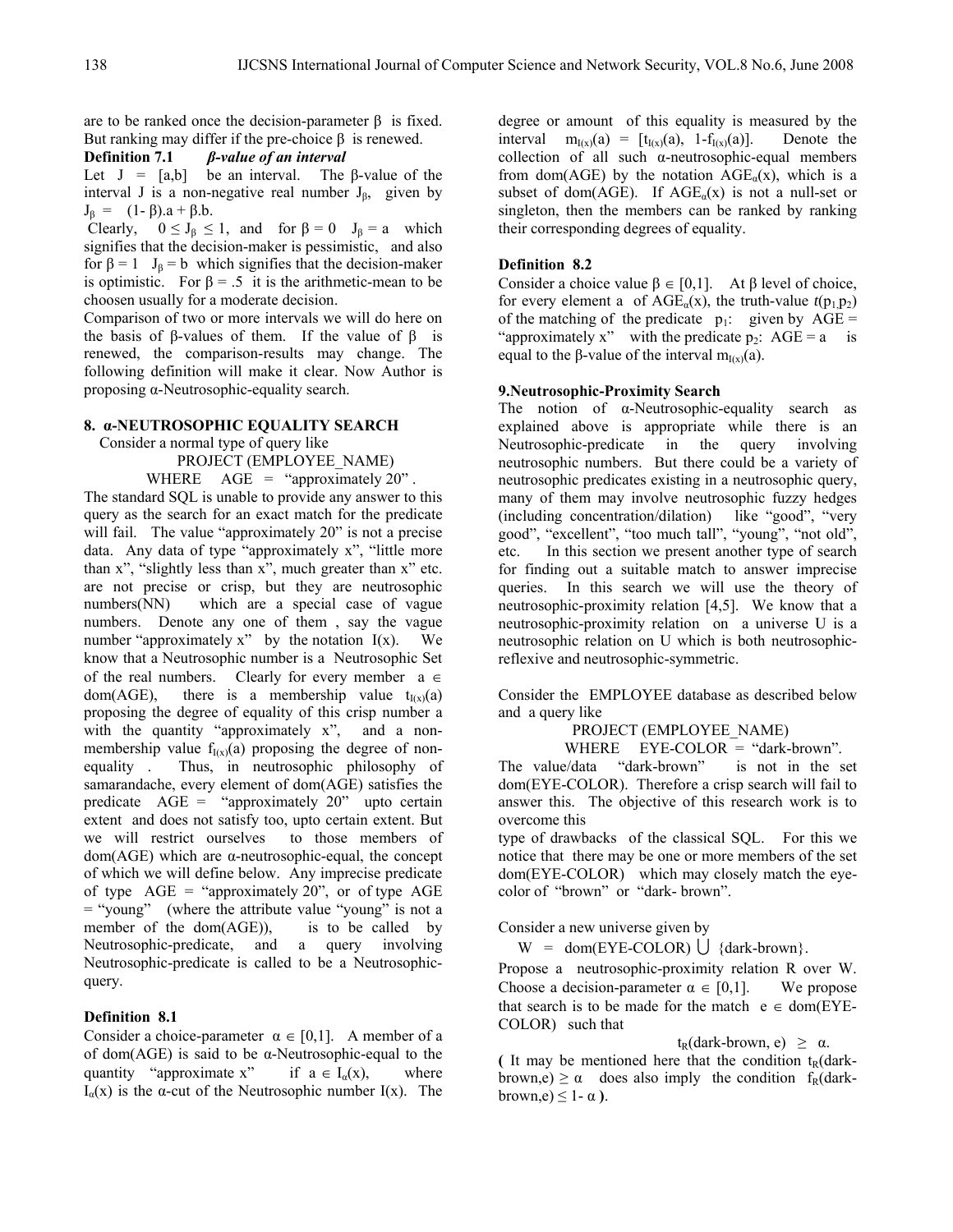are to be ranked once the decision-parameter $\beta$ is fixed. But ranking may differ if the pre-choice $\beta$ is renewed.

**Definition 7.1** ***β-value of an interval***

Let $J = [a,b]$ be an interval. The $\beta$-value of the interval J is a non-negative real number $J_\beta$, given by $J_\beta = (1-\beta).a + \beta.b$.

Clearly, $0 \leq J_\beta \leq 1$, and for $\beta = 0$ $J_\beta = a$ which signifies that the decision-maker is pessimistic, and also for $\beta = 1$ $J_\beta = b$ which signifies that the decision-maker is optimistic. For $\beta = .5$ it is the arithmetic-mean to be choosen usually for a moderate decision.

Comparison of two or more intervals we will do here on the basis of $\beta$-values of them. If the value of $\beta$ is renewed, the comparison-results may change. The following definition will make it clear. Now Author is proposing α-Neutrosophic-equality search.

## 8. α-NEUTROSOPHIC EQUALITY SEARCH

Consider a normal type of query like

PROJECT (EMPLOYEE_NAME)
WHERE AGE = "approximately 20" .

The standard SQL is unable to provide any answer to this query as the search for an exact match for the predicate will fail. The value "approximately 20" is not a precise data. Any data of type "approximately x", "little more than x", "slightly less than x", much greater than x" etc. are not precise or crisp, but they are neutrosophic numbers(NN) which are a special case of vague numbers. Denote any one of them , say the vague number "approximately x" by the notation I(x). We know that a Neutrosophic number is a Neutrosophic Set of the real numbers. Clearly for every member $a \in$ dom(AGE), there is a membership value $t_{I(x)}(a)$ proposing the degree of equality of this crisp number a with the quantity "approximately x", and a non-membership value $f_{I(x)}(a)$ proposing the degree of non-equality . Thus, in neutrosophic philosophy of samarandache, every element of dom(AGE) satisfies the predicate AGE = "approximately 20" upto certain extent and does not satisfy too, upto certain extent. But we will restrict ourselves to those members of dom(AGE) which are α-neutrosophic-equal, the concept of which we will define below. Any imprecise predicate of type AGE = "approximately 20", or of type AGE = "young" (where the attribute value "young" is not a member of the dom(AGE)), is to be called by Neutrosophic-predicate, and a query involving Neutrosophic-predicate is called to be a Neutrosophic-query.

**Definition 8.1**

Consider a choice-parameter $\alpha \in [0,1]$. A member of a of dom(AGE) is said to be α-Neutrosophic-equal to the quantity "approximate x" if $a \in I_\alpha(x)$, where $I_\alpha(x)$ is the α-cut of the Neutrosophic number I(x). The degree or amount of this equality is measured by the interval $m_{I(x)}(a) = [t_{I(x)}(a), 1-f_{I(x)}(a)]$. Denote the collection of all such α-neutrosophic-equal members from dom(AGE) by the notation $AGE_\alpha(x)$, which is a subset of dom(AGE). If $AGE_\alpha(x)$ is not a null-set or singleton, then the members can be ranked by ranking their corresponding degrees of equality.

**Definition 8.2**

Consider a choice value $\beta \in [0,1]$. At $\beta$ level of choice, for every element a of $AGE_\alpha(x)$, the truth-value $t(p_1,p_2)$ of the matching of the predicate $p_1$: given by AGE = "approximately x" with the predicate $p_2$: AGE = a is equal to the $\beta$-value of the interval $m_{I(x)}(a)$.

## 9.Neutrosophic-Proximity Search

The notion of α-Neutrosophic-equality search as explained above is appropriate while there is an Neutrosophic-predicate in the query involving neutrosophic numbers. But there could be a variety of neutrosophic predicates existing in a neutrosophic query, many of them may involve neutrosophic fuzzy hedges (including concentration/dilation) like "good", "very good", "excellent", "too much tall", "young", "not old", etc. In this section we present another type of search for finding out a suitable match to answer imprecise queries. In this search we will use the theory of neutrosophic-proximity relation [4,5]. We know that a neutrosophic-proximity relation on a universe U is a neutrosophic relation on U which is both neutrosophic-reflexive and neutrosophic-symmetric.

Consider the EMPLOYEE database as described below and a query like

PROJECT (EMPLOYEE_NAME)
WHERE EYE-COLOR = "dark-brown".

The value/data "dark-brown" is not in the set dom(EYE-COLOR). Therefore a crisp search will fail to answer this. The objective of this research work is to overcome this type of drawbacks of the classical SQL. For this we notice that there may be one or more members of the set dom(EYE-COLOR) which may closely match the eye-color of "brown" or "dark- brown".

Consider a new universe given by

$W = \text{dom(EYE-COLOR)} \bigcup \{\text{dark-brown}\}$.

Propose a neutrosophic-proximity relation R over W. Choose a decision-parameter $\alpha \in [0,1]$. We propose that search is to be made for the match $e \in$ dom(EYE-COLOR) such that

$$t_R(\text{dark-brown}, e) \geq \alpha.$$

**(** It may be mentioned here that the condition $t_R(\text{dark-brown},e) \geq \alpha$ does also imply the condition $f_R(\text{dark-brown},e) \leq 1-\alpha$ **)**.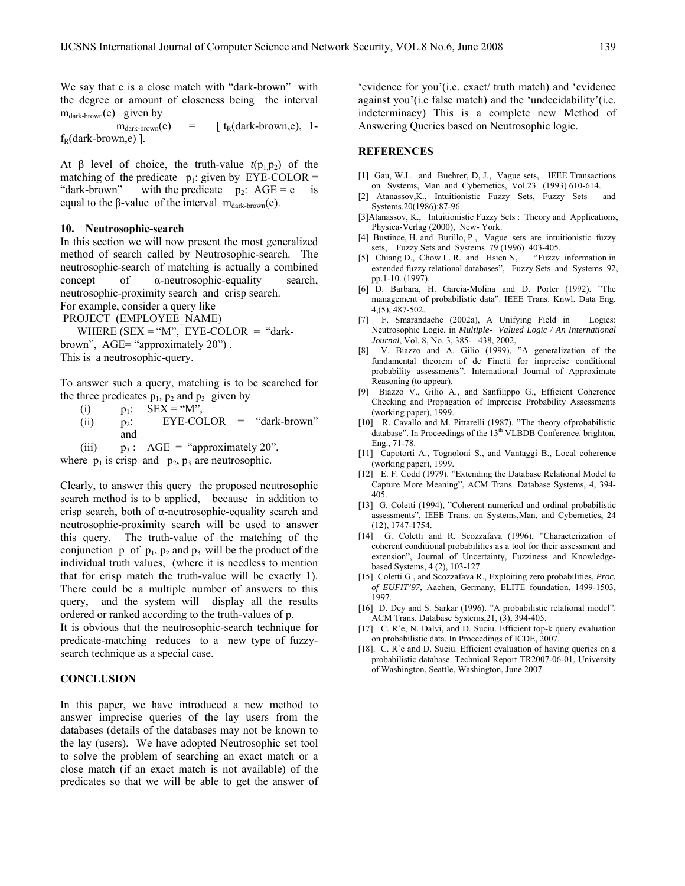We say that e is a close match with "dark-brown" with the degree or amount of closeness being the interval $m_{dark\text{-}brown}(e)$ given by

$$m_{dark\text{-}brown}(e) = [\ t_R(dark\text{-}brown,e),\ 1\text{-}f_R(dark\text{-}brown,e)\ ].$$

At β level of choice, the truth-value $t(p_1,p_2)$ of the matching of the predicate $p_1$: given by EYE-COLOR = "dark-brown" with the predicate $p_2$: AGE = e is equal to the β-value of the interval $m_{dark\text{-}brown}(e)$.

### 10. Neutrosophic-search

In this section we will now present the most generalized method of search called by Neutrosophic-search. The neutrosophic-search of matching is actually a combined concept of α-neutrosophic-equality search, neutrosophic-proximity search and crisp search.

For example, consider a query like

PROJECT (EMPLOYEE_NAME)

WHERE (SEX = "M", EYE-COLOR = "dark-brown", AGE= "approximately 20") .

This is a neutrosophic-query.

To answer such a query, matching is to be searched for the three predicates $p_1$, $p_2$ and $p_3$ given by

(i) $p_1$: SEX = "M",

(ii) $p_2$: EYE-COLOR = "dark-brown" and

(iii) $p_3$ : AGE = "approximately 20",

where $p_1$ is crisp and $p_2$, $p_3$ are neutrosophic.

Clearly, to answer this query the proposed neutrosophic search method is to b applied, because in addition to crisp search, both of α-neutrosophic-equality search and neutrosophic-proximity search will be used to answer this query. The truth-value of the matching of the conjunction p of $p_1$, $p_2$ and $p_3$ will be the product of the individual truth values, (where it is needless to mention that for crisp match the truth-value will be exactly 1). There could be a multiple number of answers to this query, and the system will display all the results ordered or ranked according to the truth-values of p.

It is obvious that the neutrosophic-search technique for predicate-matching reduces to a new type of fuzzy-search technique as a special case.

## CONCLUSION

In this paper, we have introduced a new method to answer imprecise queries of the lay users from the databases (details of the databases may not be known to the lay (users). We have adopted Neutrosophic set tool to solve the problem of searching an exact match or a close match (if an exact match is not available) of the predicates so that we will be able to get the answer of 'evidence for you'(i.e. exact/ truth match) and 'evidence against you'(i.e false match) and the 'undecidability'(i.e. indeterminacy) This is a complete new Method of Answering Queries based on Neutrosophic logic.

## REFERENCES

[1] Gau, W.L. and Buehrer, D, J., Vague sets, IEEE Transactions on Systems, Man and Cybernetics, Vol.23 (1993) 610-614.

[2] Atanassov,K., Intuitionistic Fuzzy Sets, Fuzzy Sets and Systems.20(1986):87-96.

[3]Atanassov, K., Intuitionistic Fuzzy Sets : Theory and Applications, Physica-Verlag (2000), New- York.

[4] Bustince, H. and Burillo, P., Vague sets are intuitionistic fuzzy sets, Fuzzy Sets and Systems 79 (1996) 403-405.

[5] Chiang D., Chow L. R. and Hsien N, "Fuzzy information in extended fuzzy relational databases", Fuzzy Sets and Systems 92, pp.1-10. (1997).

[6] D. Barbara, H. Garcia-Molina and D. Porter (1992). "The management of probabilistic data". IEEE Trans. Knwl. Data Eng. 4,(5), 487-502.

[7] F. Smarandache (2002a), A Unifying Field in Logics: Neutrosophic Logic, in *Multiple- Valued Logic / An International Journal*, Vol. 8, No. 3, 385- 438, 2002,

[8] V. Biazzo and A. Gilio (1999), "A generalization of the fundamental theorem of de Finetti for imprecise conditional probability assessments". International Journal of Approximate Reasoning (to appear).

[9] Biazzo V., Gilio A., and Sanfilippo G., Efficient Coherence Checking and Propagation of Imprecise Probability Assessments (working paper), 1999.

[10] R. Cavallo and M. Pittarelli (1987). "The theory ofprobabilistic database". In Proceedings of the 13th VLBDB Conference. brighton, Eng., 71-78.

[11] Capotorti A., Tognoloni S., and Vantaggi B., Local coherence (working paper), 1999.

[12] E. F. Codd (1979). "Extending the Database Relational Model to Capture More Meaning", ACM Trans. Database Systems, 4, 394-405.

[13] G. Coletti (1994), "Coherent numerical and ordinal probabilistic assessments", IEEE Trans. on Systems,Man, and Cybernetics, 24 (12), 1747-1754.

[14] G. Coletti and R. Scozzafava (1996), "Characterization of coherent conditional probabilities as a tool for their assessment and extension", Journal of Uncertainty, Fuzziness and Knowledge-based Systems, 4 (2), 103-127.

[15] Coletti G., and Scozzafava R., Exploiting zero probabilities, *Proc. of EUFIT'97*, Aachen, Germany, ELITE foundation, 1499-1503, 1997.

[16] D. Dey and S. Sarkar (1996). "A probabilistic relational model". ACM Trans. Database Systems,21, (3), 394-405.

[17]. C. R´e, N. Dalvi, and D. Suciu. Efficient top-k query evaluation on probabilistic data. In Proceedings of ICDE, 2007.

[18]. C. R´e and D. Suciu. Efficient evaluation of having queries on a probabilistic database. Technical Report TR2007-06-01, University of Washington, Seattle, Washington, June 2007